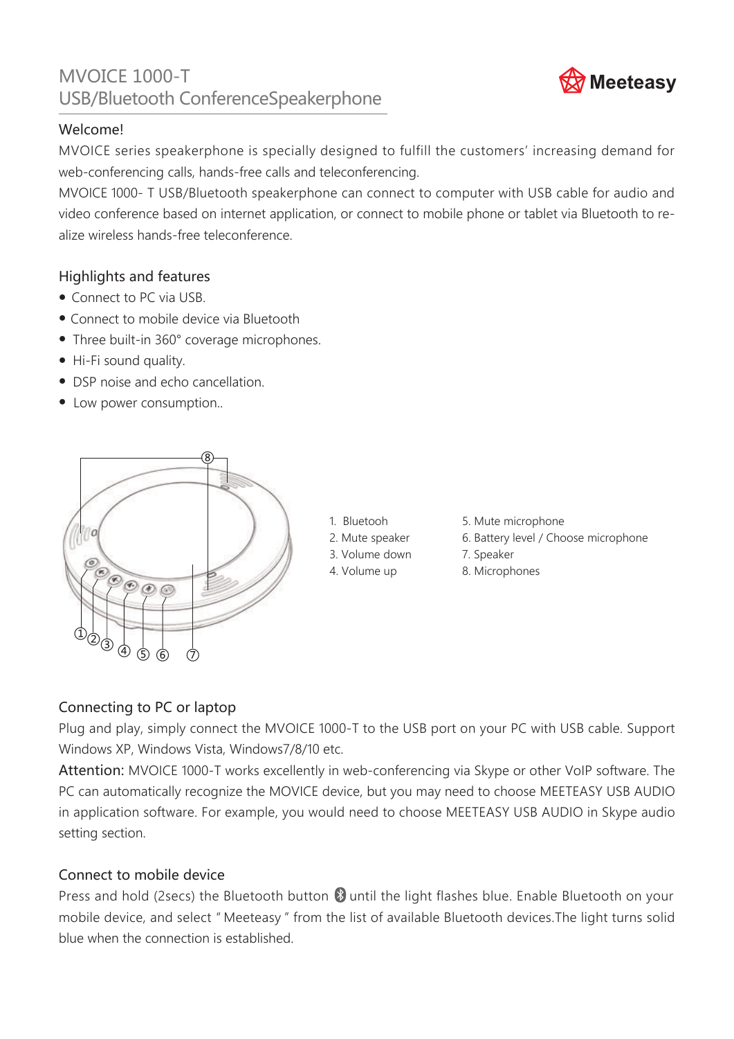# MVOICE 1000-T
# USB/Bluetooth ConferenceSpeakerphone

Meeteasy

## Welcome!

MVOICE series speakerphone is specially designed to fulfill the customers' increasing demand for web-conferencing calls, hands-free calls and teleconferencing.

MVOICE 1000- T USB/Bluetooth speakerphone can connect to computer with USB cable for audio and video conference based on internet application, or connect to mobile phone or tablet via Bluetooth to realize wireless hands-free teleconference.

## Highlights and features

- Connect to PC via USB.
- Connect to mobile device via Bluetooth
- Three built-in 360° coverage microphones.
- Hi-Fi sound quality.
- DSP noise and echo cancellation.
- Low power consumption..

1. Bluetooh
2. Mute speaker
3. Volume down
4. Volume up
5. Mute microphone
6. Battery level / Choose microphone
7. Speaker
8. Microphones

## Connecting to PC or laptop

Plug and play, simply connect the MVOICE 1000-T to the USB port on your PC with USB cable. Support Windows XP, Windows Vista, Windows7/8/10 etc.

Attention: MVOICE 1000-T works excellently in web-conferencing via Skype or other VoIP software. The PC can automatically recognize the MOVICE device, but you may need to choose MEETEASY USB AUDIO in application software. For example, you would need to choose MEETEASY USB AUDIO in Skype audio setting section.

## Connect to mobile device

Press and hold (2secs) the Bluetooth button until the light flashes blue. Enable Bluetooth on your mobile device, and select " Meeteasy " from the list of available Bluetooth devices.The light turns solid blue when the connection is established.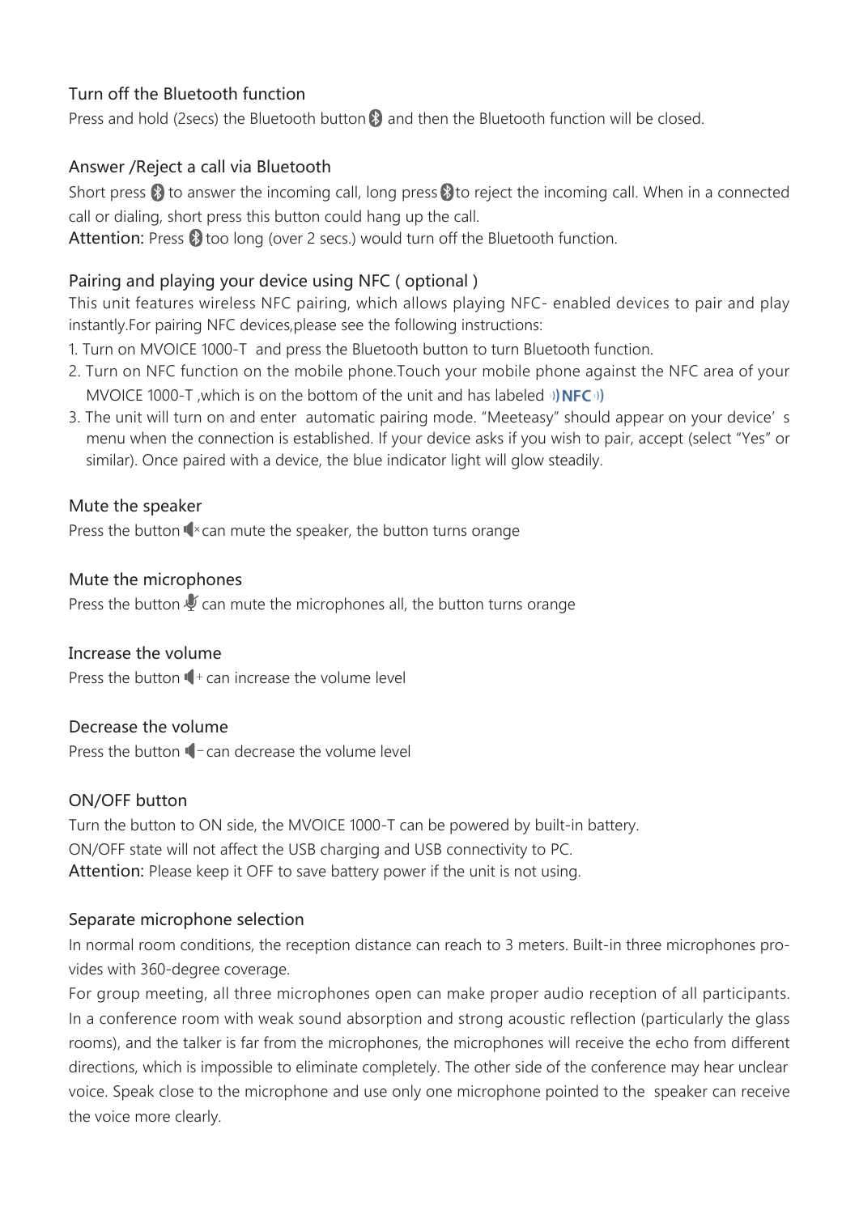### Turn off the Bluetooth function

Press and hold (2secs) the Bluetooth button and then the Bluetooth function will be closed.

### Answer /Reject a call via Bluetooth

Short press to answer the incoming call, long press to reject the incoming call. When in a connected call or dialing, short press this button could hang up the call.

**Attention:** Press too long (over 2 secs.) would turn off the Bluetooth function.

### Pairing and playing your device using NFC ( optional )

This unit features wireless NFC pairing, which allows playing NFC- enabled devices to pair and play instantly.For pairing NFC devices,please see the following instructions:

1. Turn on MVOICE 1000-T and press the Bluetooth button to turn Bluetooth function.
2. Turn on NFC function on the mobile phone.Touch your mobile phone against the NFC area of your MVOICE 1000-T ,which is on the bottom of the unit and has labeled NFC
3. The unit will turn on and enter automatic pairing mode. "Meeteasy" should appear on your device's menu when the connection is established. If your device asks if you wish to pair, accept (select "Yes" or similar). Once paired with a device, the blue indicator light will glow steadily.

### Mute the speaker

Press the button can mute the speaker, the button turns orange

### Mute the microphones

Press the button can mute the microphones all, the button turns orange

### Increase the volume

Press the button can increase the volume level

### Decrease the volume

Press the button can decrease the volume level

### ON/OFF button

Turn the button to ON side, the MVOICE 1000-T can be powered by built-in battery.

ON/OFF state will not affect the USB charging and USB connectivity to PC.

**Attention:** Please keep it OFF to save battery power if the unit is not using.

### Separate microphone selection

In normal room conditions, the reception distance can reach to 3 meters. Built-in three microphones provides with 360-degree coverage.

For group meeting, all three microphones open can make proper audio reception of all participants. In a conference room with weak sound absorption and strong acoustic reflection (particularly the glass rooms), and the talker is far from the microphones, the microphones will receive the echo from different directions, which is impossible to eliminate completely. The other side of the conference may hear unclear voice. Speak close to the microphone and use only one microphone pointed to the speaker can receive the voice more clearly.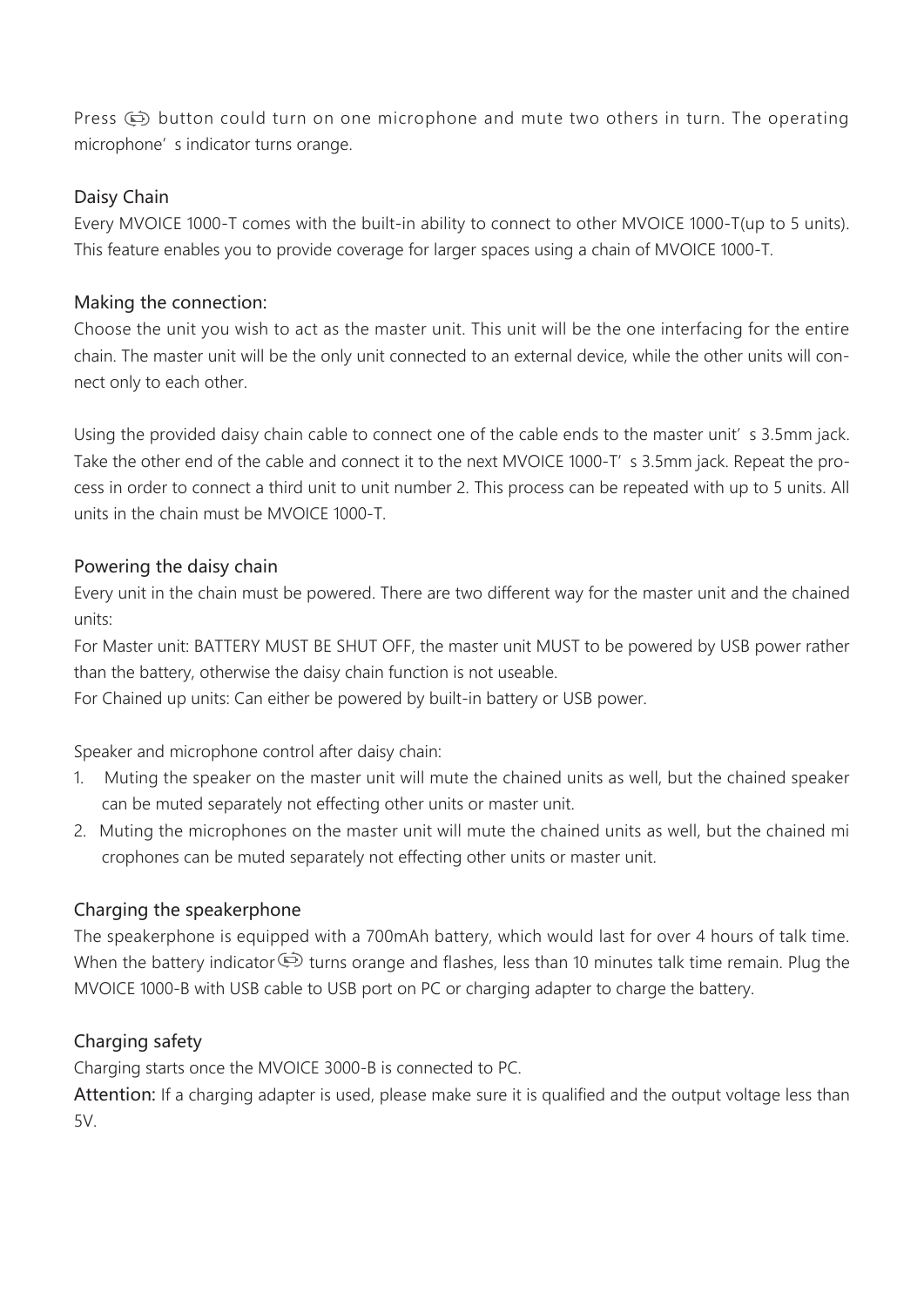Press button could turn on one microphone and mute two others in turn. The operating microphone's indicator turns orange.

## Daisy Chain

Every MVOICE 1000-T comes with the built-in ability to connect to other MVOICE 1000-T(up to 5 units). This feature enables you to provide coverage for larger spaces using a chain of MVOICE 1000-T.

## Making the connection:

Choose the unit you wish to act as the master unit. This unit will be the one interfacing for the entire chain. The master unit will be the only unit connected to an external device, while the other units will connect only to each other.

Using the provided daisy chain cable to connect one of the cable ends to the master unit's 3.5mm jack. Take the other end of the cable and connect it to the next MVOICE 1000-T's 3.5mm jack. Repeat the process in order to connect a third unit to unit number 2. This process can be repeated with up to 5 units. All units in the chain must be MVOICE 1000-T.

## Powering the daisy chain

Every unit in the chain must be powered. There are two different way for the master unit and the chained units:

For Master unit: BATTERY MUST BE SHUT OFF, the master unit MUST to be powered by USB power rather than the battery, otherwise the daisy chain function is not useable.

For Chained up units: Can either be powered by built-in battery or USB power.

Speaker and microphone control after daisy chain:

1. Muting the speaker on the master unit will mute the chained units as well, but the chained speaker can be muted separately not effecting other units or master unit.
2. Muting the microphones on the master unit will mute the chained units as well, but the chained microphones can be muted separately not effecting other units or master unit.

## Charging the speakerphone

The speakerphone is equipped with a 700mAh battery, which would last for over 4 hours of talk time. When the battery indicator turns orange and flashes, less than 10 minutes talk time remain. Plug the MVOICE 1000-B with USB cable to USB port on PC or charging adapter to charge the battery.

## Charging safety

Charging starts once the MVOICE 3000-B is connected to PC.

Attention: If a charging adapter is used, please make sure it is qualified and the output voltage less than 5V.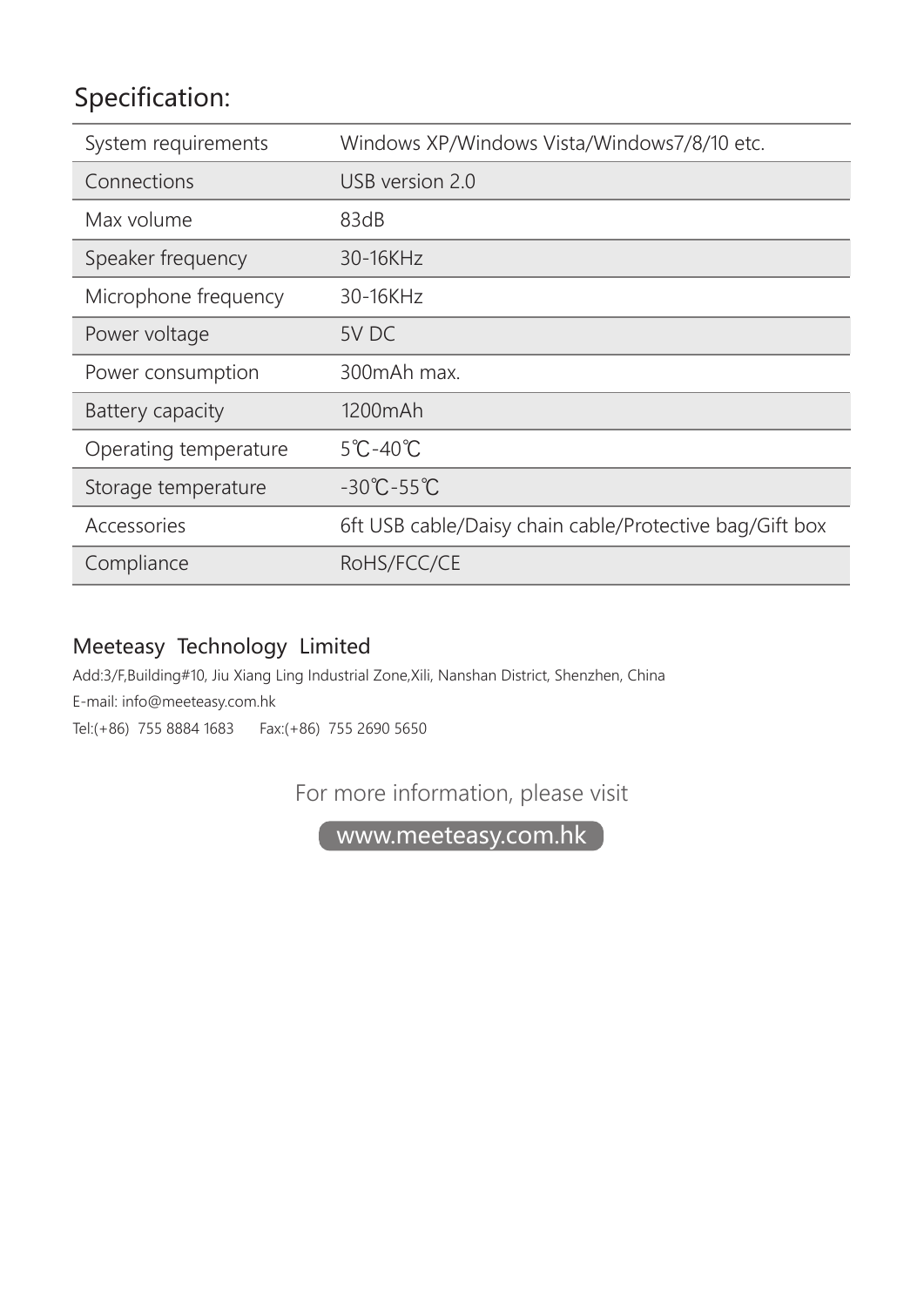## Specification:

| | |
|---|---|
| System requirements | Windows XP/Windows Vista/Windows7/8/10 etc. |
| Connections | USB version 2.0 |
| Max volume | 83dB |
| Speaker frequency | 30-16KHz |
| Microphone frequency | 30-16KHz |
| Power voltage | 5V DC |
| Power consumption | 300mAh max. |
| Battery capacity | 1200mAh |
| Operating temperature | 5℃-40℃ |
| Storage temperature | -30℃-55℃ |
| Accessories | 6ft USB cable/Daisy chain cable/Protective bag/Gift box |
| Compliance | RoHS/FCC/CE |

### Meeteasy Technology Limited

Add:3/F,Building#10, Jiu Xiang Ling Industrial Zone,Xili, Nanshan District, Shenzhen, China

E-mail: info@meeteasy.com.hk

Tel:(+86) 755 8884 1683 Fax:(+86) 755 2690 5650

For more information, please visit

www.meeteasy.com.hk